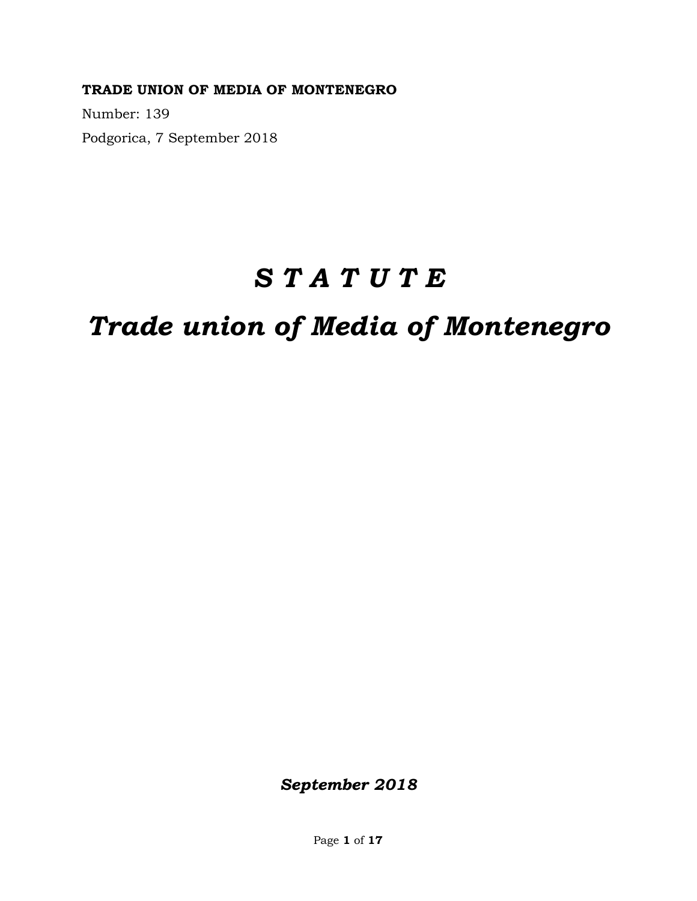**TRADE UNION OF MEDIA OF MONTENEGRO**

Number: 139

Podgorica, 7 September 2018

# *S T A T U T E*

# *Trade union of Media of Montenegro*

***September 2018***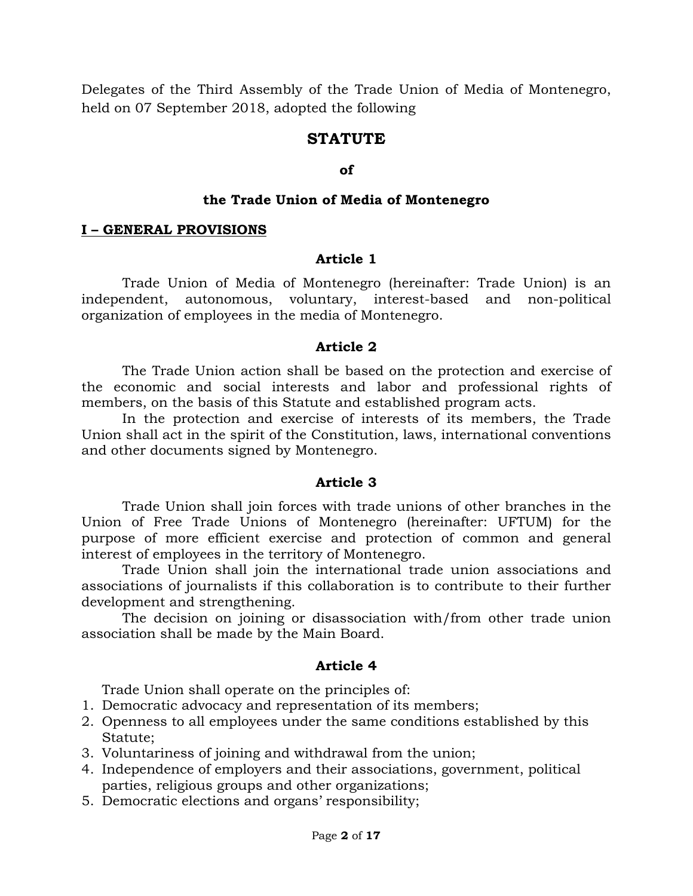Delegates of the Third Assembly of the Trade Union of Media of Montenegro, held on 07 September 2018, adopted the following

# STATUTE

**of**

**the Trade Union of Media of Montenegro**

## I – GENERAL PROVISIONS

### Article 1

Trade Union of Media of Montenegro (hereinafter: Trade Union) is an independent, autonomous, voluntary, interest-based and non-political organization of employees in the media of Montenegro.

### Article 2

The Trade Union action shall be based on the protection and exercise of the economic and social interests and labor and professional rights of members, on the basis of this Statute and established program acts.

In the protection and exercise of interests of its members, the Trade Union shall act in the spirit of the Constitution, laws, international conventions and other documents signed by Montenegro.

### Article 3

Trade Union shall join forces with trade unions of other branches in the Union of Free Trade Unions of Montenegro (hereinafter: UFTUM) for the purpose of more efficient exercise and protection of common and general interest of employees in the territory of Montenegro.

Trade Union shall join the international trade union associations and associations of journalists if this collaboration is to contribute to their further development and strengthening.

The decision on joining or disassociation with/from other trade union association shall be made by the Main Board.

### Article 4

Trade Union shall operate on the principles of:

1. Democratic advocacy and representation of its members;
2. Openness to all employees under the same conditions established by this Statute;
3. Voluntariness of joining and withdrawal from the union;
4. Independence of employers and their associations, government, political parties, religious groups and other organizations;
5. Democratic elections and organs' responsibility;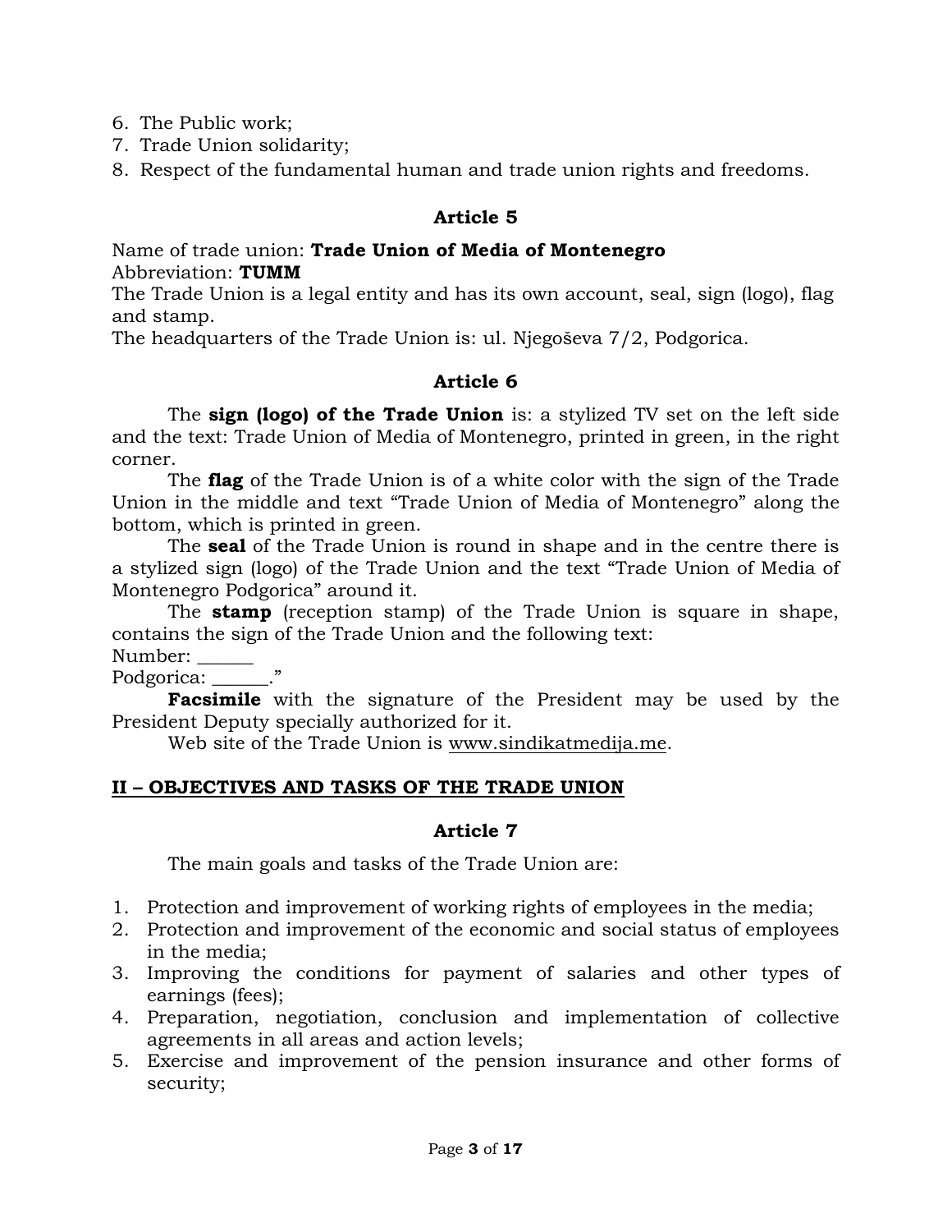6. The Public work;
7. Trade Union solidarity;
8. Respect of the fundamental human and trade union rights and freedoms.

### Article 5

Name of trade union: **Trade Union of Media of Montenegro**
Abbreviation: **TUMM**
The Trade Union is a legal entity and has its own account, seal, sign (logo), flag and stamp.
The headquarters of the Trade Union is: ul. Njegoševa 7/2, Podgorica.

### Article 6

The **sign (logo) of the Trade Union** is: a stylized TV set on the left side and the text: Trade Union of Media of Montenegro, printed in green, in the right corner.

The **flag** of the Trade Union is of a white color with the sign of the Trade Union in the middle and text "Trade Union of Media of Montenegro" along the bottom, which is printed in green.

The **seal** of the Trade Union is round in shape and in the centre there is a stylized sign (logo) of the Trade Union and the text "Trade Union of Media of Montenegro Podgorica" around it.

The **stamp** (reception stamp) of the Trade Union is square in shape, contains the sign of the Trade Union and the following text:
Number: ______
Podgorica: ______."

**Facsimile** with the signature of the President may be used by the President Deputy specially authorized for it.

Web site of the Trade Union is www.sindikatmedija.me.

## II – OBJECTIVES AND TASKS OF THE TRADE UNION

### Article 7

The main goals and tasks of the Trade Union are:

1. Protection and improvement of working rights of employees in the media;
2. Protection and improvement of the economic and social status of employees in the media;
3. Improving the conditions for payment of salaries and other types of earnings (fees);
4. Preparation, negotiation, conclusion and implementation of collective agreements in all areas and action levels;
5. Exercise and improvement of the pension insurance and other forms of security;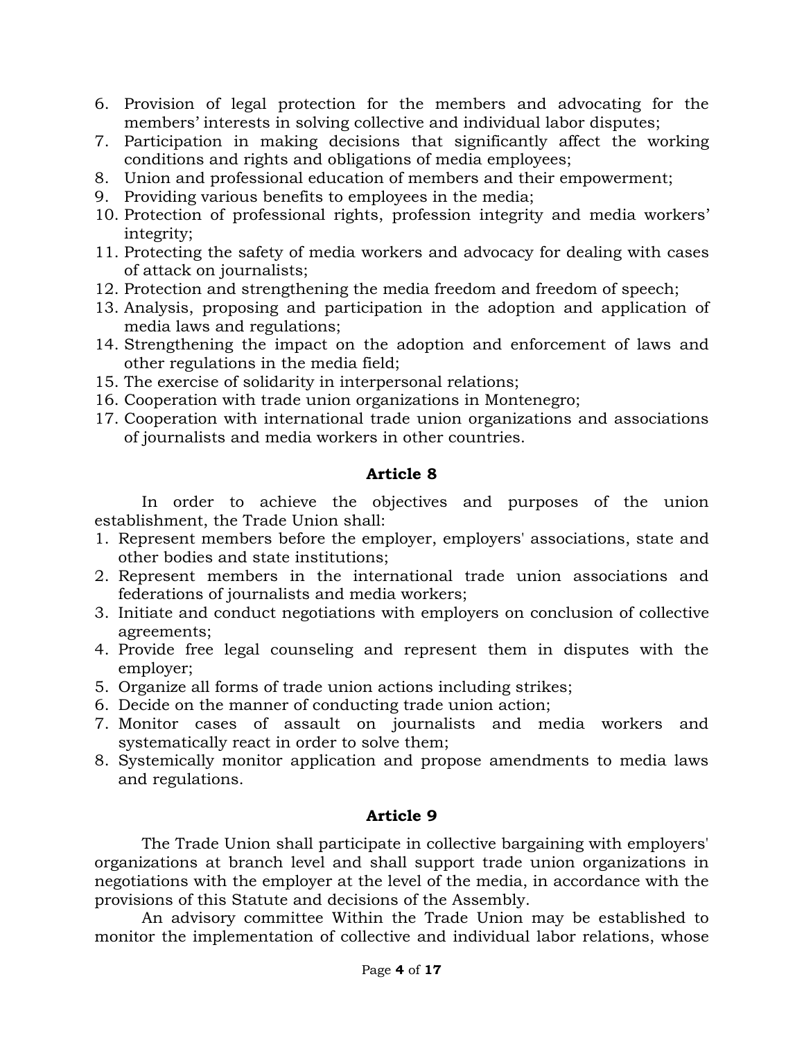6. Provision of legal protection for the members and advocating for the members' interests in solving collective and individual labor disputes;
7. Participation in making decisions that significantly affect the working conditions and rights and obligations of media employees;
8. Union and professional education of members and their empowerment;
9. Providing various benefits to employees in the media;
10. Protection of professional rights, profession integrity and media workers' integrity;
11. Protecting the safety of media workers and advocacy for dealing with cases of attack on journalists;
12. Protection and strengthening the media freedom and freedom of speech;
13. Analysis, proposing and participation in the adoption and application of media laws and regulations;
14. Strengthening the impact on the adoption and enforcement of laws and other regulations in the media field;
15. The exercise of solidarity in interpersonal relations;
16. Cooperation with trade union organizations in Montenegro;
17. Cooperation with international trade union organizations and associations of journalists and media workers in other countries.

**Article 8**

In order to achieve the objectives and purposes of the union establishment, the Trade Union shall:

1. Represent members before the employer, employers' associations, state and other bodies and state institutions;
2. Represent members in the international trade union associations and federations of journalists and media workers;
3. Initiate and conduct negotiations with employers on conclusion of collective agreements;
4. Provide free legal counseling and represent them in disputes with the employer;
5. Organize all forms of trade union actions including strikes;
6. Decide on the manner of conducting trade union action;
7. Monitor cases of assault on journalists and media workers and systematically react in order to solve them;
8. Systemically monitor application and propose amendments to media laws and regulations.

**Article 9**

The Trade Union shall participate in collective bargaining with employers' organizations at branch level and shall support trade union organizations in negotiations with the employer at the level of the media, in accordance with the provisions of this Statute and decisions of the Assembly.

An advisory committee Within the Trade Union may be established to monitor the implementation of collective and individual labor relations, whose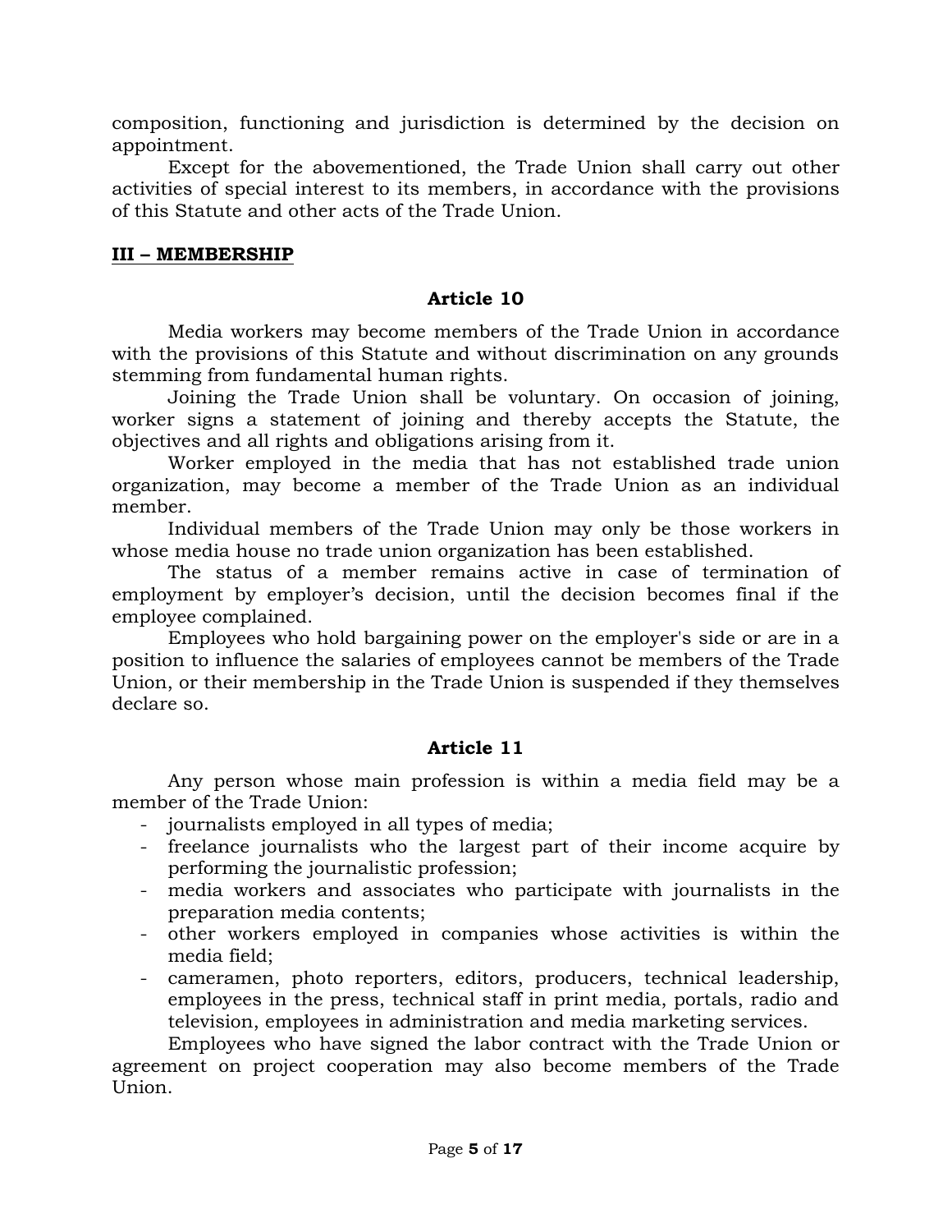composition, functioning and jurisdiction is determined by the decision on appointment.

Except for the abovementioned, the Trade Union shall carry out other activities of special interest to its members, in accordance with the provisions of this Statute and other acts of the Trade Union.

## III – MEMBERSHIP

### Article 10

Media workers may become members of the Trade Union in accordance with the provisions of this Statute and without discrimination on any grounds stemming from fundamental human rights.

Joining the Trade Union shall be voluntary. On occasion of joining, worker signs a statement of joining and thereby accepts the Statute, the objectives and all rights and obligations arising from it.

Worker employed in the media that has not established trade union organization, may become a member of the Trade Union as an individual member.

Individual members of the Trade Union may only be those workers in whose media house no trade union organization has been established.

The status of a member remains active in case of termination of employment by employer's decision, until the decision becomes final if the employee complained.

Employees who hold bargaining power on the employer's side or are in a position to influence the salaries of employees cannot be members of the Trade Union, or their membership in the Trade Union is suspended if they themselves declare so.

### Article 11

Any person whose main profession is within a media field may be a member of the Trade Union:

- journalists employed in all types of media;
- freelance journalists who the largest part of their income acquire by performing the journalistic profession;
- media workers and associates who participate with journalists in the preparation media contents;
- other workers employed in companies whose activities is within the media field;
- cameramen, photo reporters, editors, producers, technical leadership, employees in the press, technical staff in print media, portals, radio and television, employees in administration and media marketing services.

Employees who have signed the labor contract with the Trade Union or agreement on project cooperation may also become members of the Trade Union.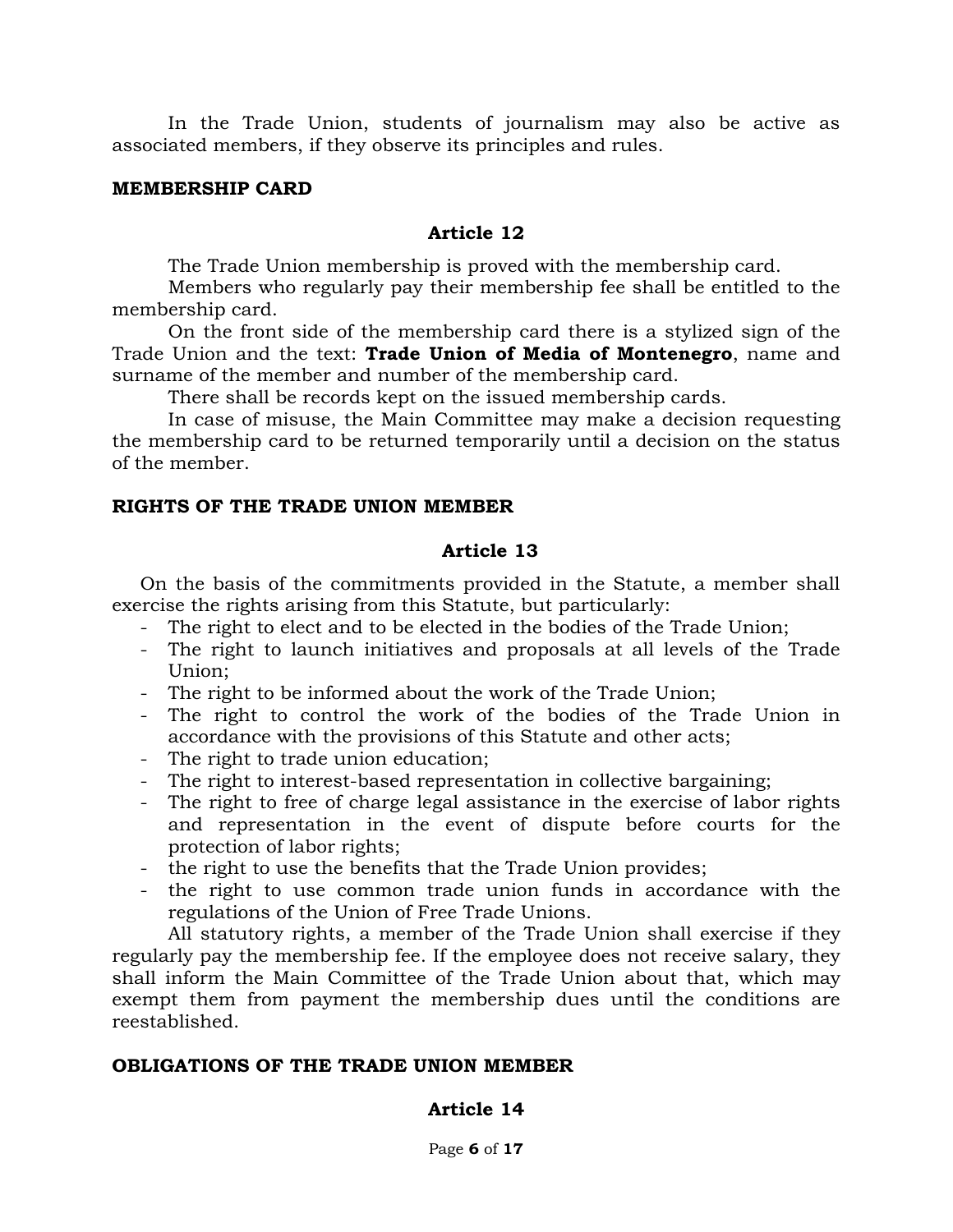In the Trade Union, students of journalism may also be active as associated members, if they observe its principles and rules.

**MEMBERSHIP CARD**

**Article 12**

The Trade Union membership is proved with the membership card.

Members who regularly pay their membership fee shall be entitled to the membership card.

On the front side of the membership card there is a stylized sign of the Trade Union and the text: **Trade Union of Media of Montenegro**, name and surname of the member and number of the membership card.

There shall be records kept on the issued membership cards.

In case of misuse, the Main Committee may make a decision requesting the membership card to be returned temporarily until a decision on the status of the member.

**RIGHTS OF THE TRADE UNION MEMBER**

**Article 13**

On the basis of the commitments provided in the Statute, a member shall exercise the rights arising from this Statute, but particularly:

- The right to elect and to be elected in the bodies of the Trade Union;
- The right to launch initiatives and proposals at all levels of the Trade Union;
- The right to be informed about the work of the Trade Union;
- The right to control the work of the bodies of the Trade Union in accordance with the provisions of this Statute and other acts;
- The right to trade union education;
- The right to interest-based representation in collective bargaining;
- The right to free of charge legal assistance in the exercise of labor rights and representation in the event of dispute before courts for the protection of labor rights;
- the right to use the benefits that the Trade Union provides;
- the right to use common trade union funds in accordance with the regulations of the Union of Free Trade Unions.

All statutory rights, a member of the Trade Union shall exercise if they regularly pay the membership fee. If the employee does not receive salary, they shall inform the Main Committee of the Trade Union about that, which may exempt them from payment the membership dues until the conditions are reestablished.

**OBLIGATIONS OF THE TRADE UNION MEMBER**

**Article 14**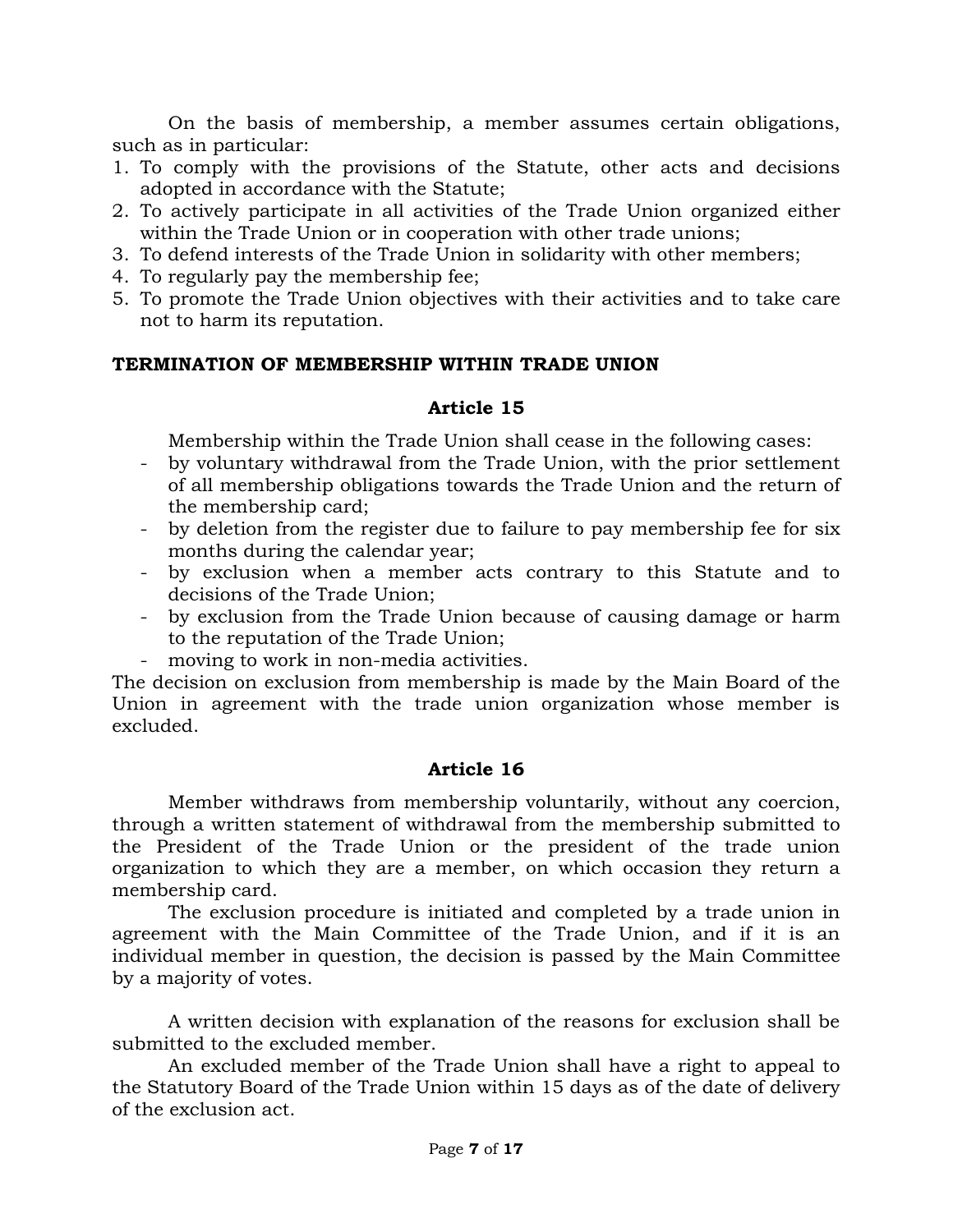On the basis of membership, a member assumes certain obligations, such as in particular:

1. To comply with the provisions of the Statute, other acts and decisions adopted in accordance with the Statute;
2. To actively participate in all activities of the Trade Union organized either within the Trade Union or in cooperation with other trade unions;
3. To defend interests of the Trade Union in solidarity with other members;
4. To regularly pay the membership fee;
5. To promote the Trade Union objectives with their activities and to take care not to harm its reputation.

**TERMINATION OF MEMBERSHIP WITHIN TRADE UNION**

**Article 15**

Membership within the Trade Union shall cease in the following cases:

- by voluntary withdrawal from the Trade Union, with the prior settlement of all membership obligations towards the Trade Union and the return of the membership card;
- by deletion from the register due to failure to pay membership fee for six months during the calendar year;
- by exclusion when a member acts contrary to this Statute and to decisions of the Trade Union;
- by exclusion from the Trade Union because of causing damage or harm to the reputation of the Trade Union;
- moving to work in non-media activities.

The decision on exclusion from membership is made by the Main Board of the Union in agreement with the trade union organization whose member is excluded.

**Article 16**

Member withdraws from membership voluntarily, without any coercion, through a written statement of withdrawal from the membership submitted to the President of the Trade Union or the president of the trade union organization to which they are a member, on which occasion they return a membership card.

The exclusion procedure is initiated and completed by a trade union in agreement with the Main Committee of the Trade Union, and if it is an individual member in question, the decision is passed by the Main Committee by a majority of votes.

A written decision with explanation of the reasons for exclusion shall be submitted to the excluded member.

An excluded member of the Trade Union shall have a right to appeal to the Statutory Board of the Trade Union within 15 days as of the date of delivery of the exclusion act.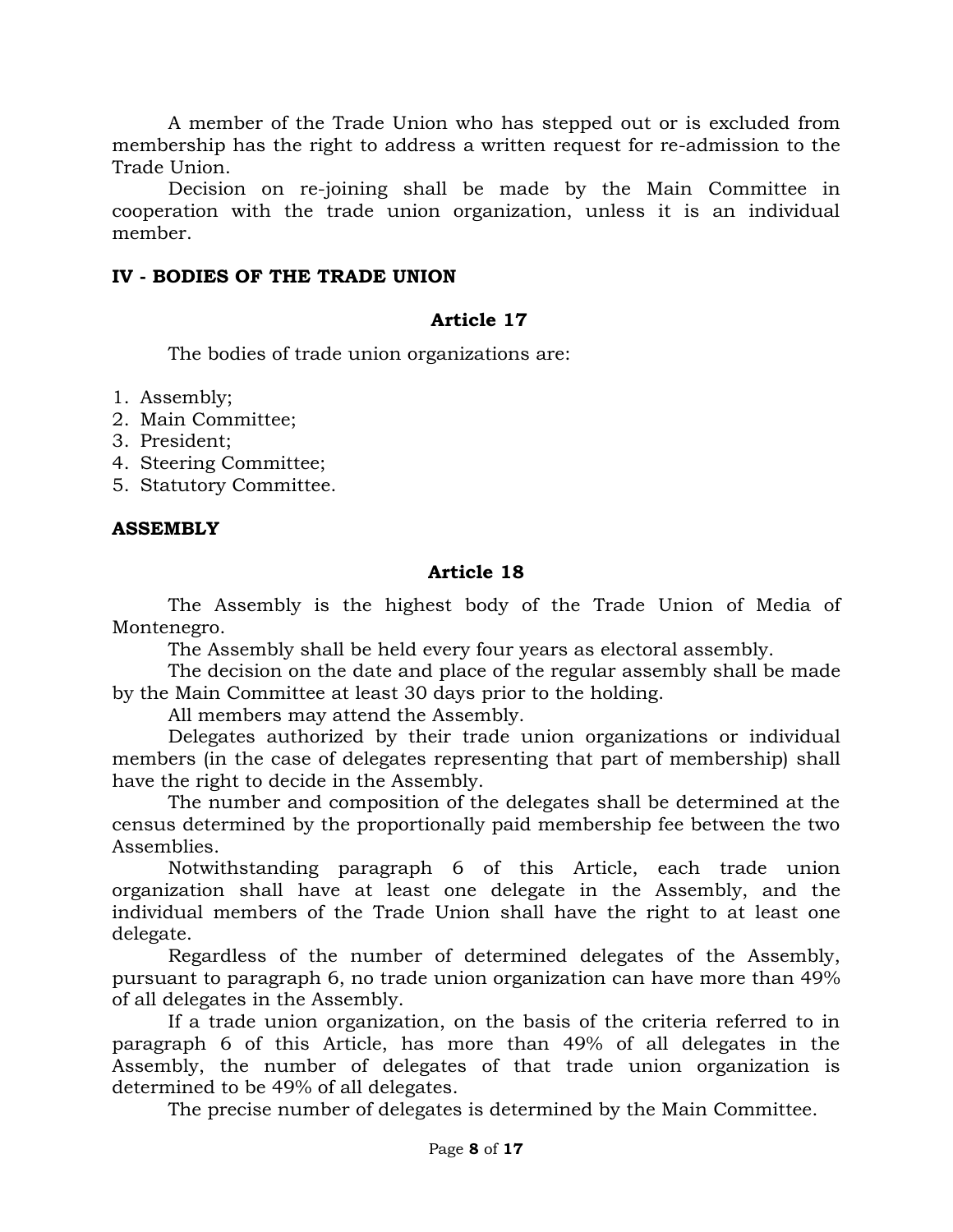A member of the Trade Union who has stepped out or is excluded from membership has the right to address a written request for re-admission to the Trade Union.

Decision on re-joining shall be made by the Main Committee in cooperation with the trade union organization, unless it is an individual member.

## IV - BODIES OF THE TRADE UNION

### Article 17

The bodies of trade union organizations are:

1. Assembly;
2. Main Committee;
3. President;
4. Steering Committee;
5. Statutory Committee.

## ASSEMBLY

### Article 18

The Assembly is the highest body of the Trade Union of Media of Montenegro.

The Assembly shall be held every four years as electoral assembly.

The decision on the date and place of the regular assembly shall be made by the Main Committee at least 30 days prior to the holding.

All members may attend the Assembly.

Delegates authorized by their trade union organizations or individual members (in the case of delegates representing that part of membership) shall have the right to decide in the Assembly.

The number and composition of the delegates shall be determined at the census determined by the proportionally paid membership fee between the two Assemblies.

Notwithstanding paragraph 6 of this Article, each trade union organization shall have at least one delegate in the Assembly, and the individual members of the Trade Union shall have the right to at least one delegate.

Regardless of the number of determined delegates of the Assembly, pursuant to paragraph 6, no trade union organization can have more than 49% of all delegates in the Assembly.

If a trade union organization, on the basis of the criteria referred to in paragraph 6 of this Article, has more than 49% of all delegates in the Assembly, the number of delegates of that trade union organization is determined to be 49% of all delegates.

The precise number of delegates is determined by the Main Committee.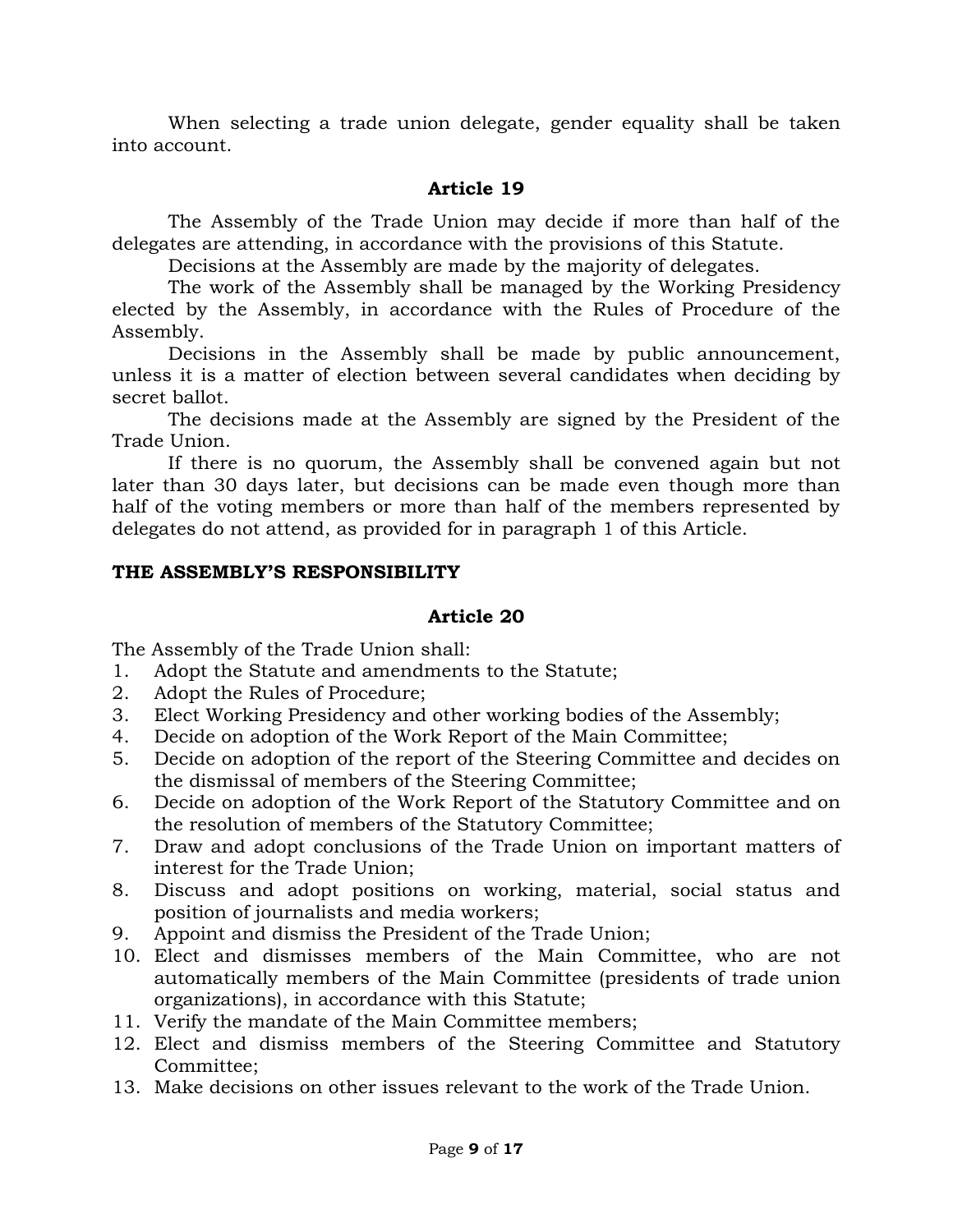When selecting a trade union delegate, gender equality shall be taken into account.

### Article 19

The Assembly of the Trade Union may decide if more than half of the delegates are attending, in accordance with the provisions of this Statute.

Decisions at the Assembly are made by the majority of delegates.

The work of the Assembly shall be managed by the Working Presidency elected by the Assembly, in accordance with the Rules of Procedure of the Assembly.

Decisions in the Assembly shall be made by public announcement, unless it is a matter of election between several candidates when deciding by secret ballot.

The decisions made at the Assembly are signed by the President of the Trade Union.

If there is no quorum, the Assembly shall be convened again but not later than 30 days later, but decisions can be made even though more than half of the voting members or more than half of the members represented by delegates do not attend, as provided for in paragraph 1 of this Article.

## THE ASSEMBLY'S RESPONSIBILITY

### Article 20

The Assembly of the Trade Union shall:

1. Adopt the Statute and amendments to the Statute;
2. Adopt the Rules of Procedure;
3. Elect Working Presidency and other working bodies of the Assembly;
4. Decide on adoption of the Work Report of the Main Committee;
5. Decide on adoption of the report of the Steering Committee and decides on the dismissal of members of the Steering Committee;
6. Decide on adoption of the Work Report of the Statutory Committee and on the resolution of members of the Statutory Committee;
7. Draw and adopt conclusions of the Trade Union on important matters of interest for the Trade Union;
8. Discuss and adopt positions on working, material, social status and position of journalists and media workers;
9. Appoint and dismiss the President of the Trade Union;
10. Elect and dismisses members of the Main Committee, who are not automatically members of the Main Committee (presidents of trade union organizations), in accordance with this Statute;
11. Verify the mandate of the Main Committee members;
12. Elect and dismiss members of the Steering Committee and Statutory Committee;
13. Make decisions on other issues relevant to the work of the Trade Union.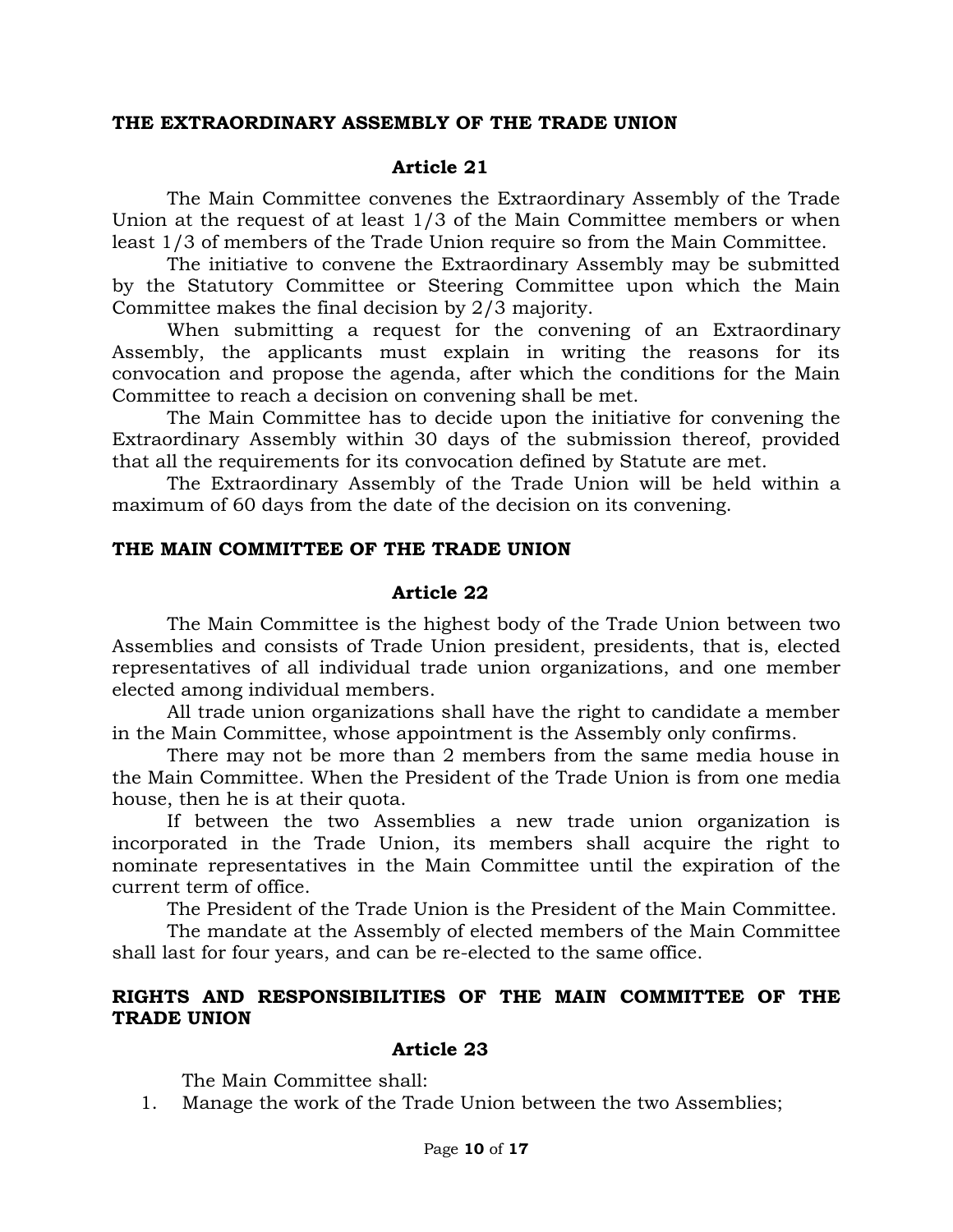**THE EXTRAORDINARY ASSEMBLY OF THE TRADE UNION**

**Article 21**

The Main Committee convenes the Extraordinary Assembly of the Trade Union at the request of at least 1/3 of the Main Committee members or when least 1/3 of members of the Trade Union require so from the Main Committee.

The initiative to convene the Extraordinary Assembly may be submitted by the Statutory Committee or Steering Committee upon which the Main Committee makes the final decision by 2/3 majority.

When submitting a request for the convening of an Extraordinary Assembly, the applicants must explain in writing the reasons for its convocation and propose the agenda, after which the conditions for the Main Committee to reach a decision on convening shall be met.

The Main Committee has to decide upon the initiative for convening the Extraordinary Assembly within 30 days of the submission thereof, provided that all the requirements for its convocation defined by Statute are met.

The Extraordinary Assembly of the Trade Union will be held within a maximum of 60 days from the date of the decision on its convening.

**THE MAIN COMMITTEE OF THE TRADE UNION**

**Article 22**

The Main Committee is the highest body of the Trade Union between two Assemblies and consists of Trade Union president, presidents, that is, elected representatives of all individual trade union organizations, and one member elected among individual members.

All trade union organizations shall have the right to candidate a member in the Main Committee, whose appointment is the Assembly only confirms.

There may not be more than 2 members from the same media house in the Main Committee. When the President of the Trade Union is from one media house, then he is at their quota.

If between the two Assemblies a new trade union organization is incorporated in the Trade Union, its members shall acquire the right to nominate representatives in the Main Committee until the expiration of the current term of office.

The President of the Trade Union is the President of the Main Committee.

The mandate at the Assembly of elected members of the Main Committee shall last for four years, and can be re-elected to the same office.

**RIGHTS AND RESPONSIBILITIES OF THE MAIN COMMITTEE OF THE TRADE UNION**

**Article 23**

The Main Committee shall:

1. Manage the work of the Trade Union between the two Assemblies;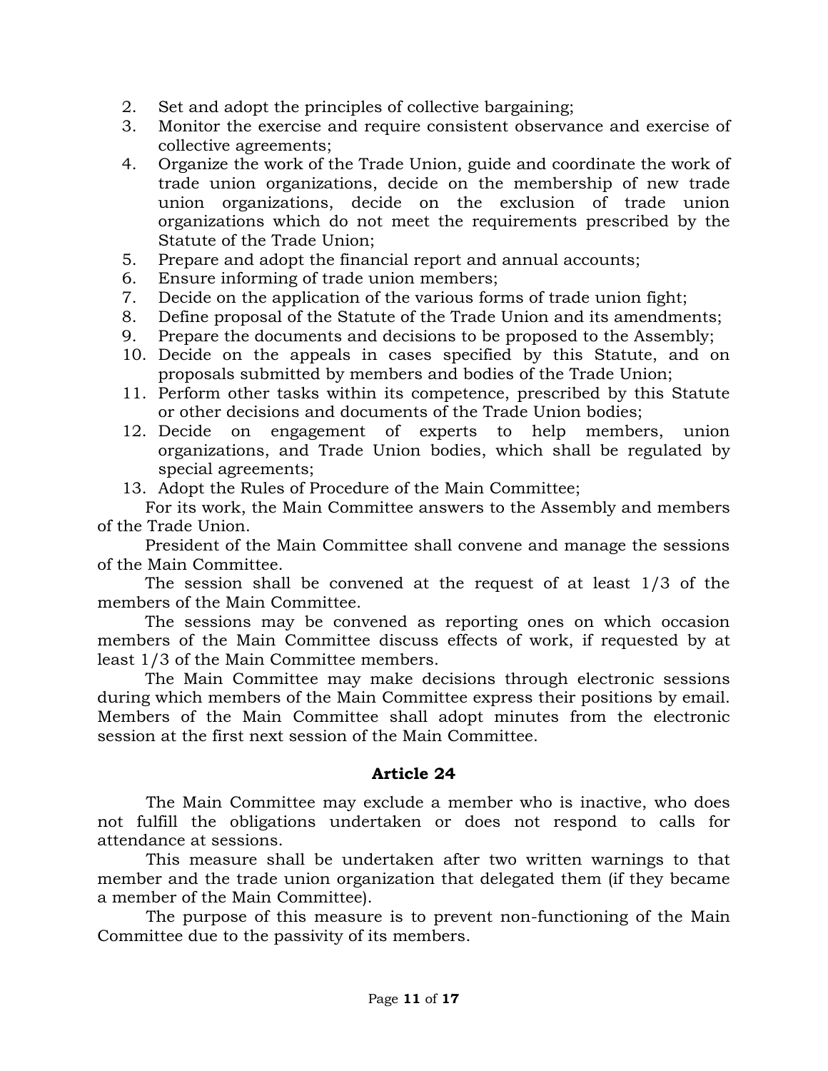2. Set and adopt the principles of collective bargaining;
3. Monitor the exercise and require consistent observance and exercise of collective agreements;
4. Organize the work of the Trade Union, guide and coordinate the work of trade union organizations, decide on the membership of new trade union organizations, decide on the exclusion of trade union organizations which do not meet the requirements prescribed by the Statute of the Trade Union;
5. Prepare and adopt the financial report and annual accounts;
6. Ensure informing of trade union members;
7. Decide on the application of the various forms of trade union fight;
8. Define proposal of the Statute of the Trade Union and its amendments;
9. Prepare the documents and decisions to be proposed to the Assembly;
10. Decide on the appeals in cases specified by this Statute, and on proposals submitted by members and bodies of the Trade Union;
11. Perform other tasks within its competence, prescribed by this Statute or other decisions and documents of the Trade Union bodies;
12. Decide on engagement of experts to help members, union organizations, and Trade Union bodies, which shall be regulated by special agreements;
13. Adopt the Rules of Procedure of the Main Committee;

For its work, the Main Committee answers to the Assembly and members of the Trade Union.

President of the Main Committee shall convene and manage the sessions of the Main Committee.

The session shall be convened at the request of at least 1/3 of the members of the Main Committee.

The sessions may be convened as reporting ones on which occasion members of the Main Committee discuss effects of work, if requested by at least 1/3 of the Main Committee members.

The Main Committee may make decisions through electronic sessions during which members of the Main Committee express their positions by email. Members of the Main Committee shall adopt minutes from the electronic session at the first next session of the Main Committee.

### Article 24

The Main Committee may exclude a member who is inactive, who does not fulfill the obligations undertaken or does not respond to calls for attendance at sessions.

This measure shall be undertaken after two written warnings to that member and the trade union organization that delegated them (if they became a member of the Main Committee).

The purpose of this measure is to prevent non-functioning of the Main Committee due to the passivity of its members.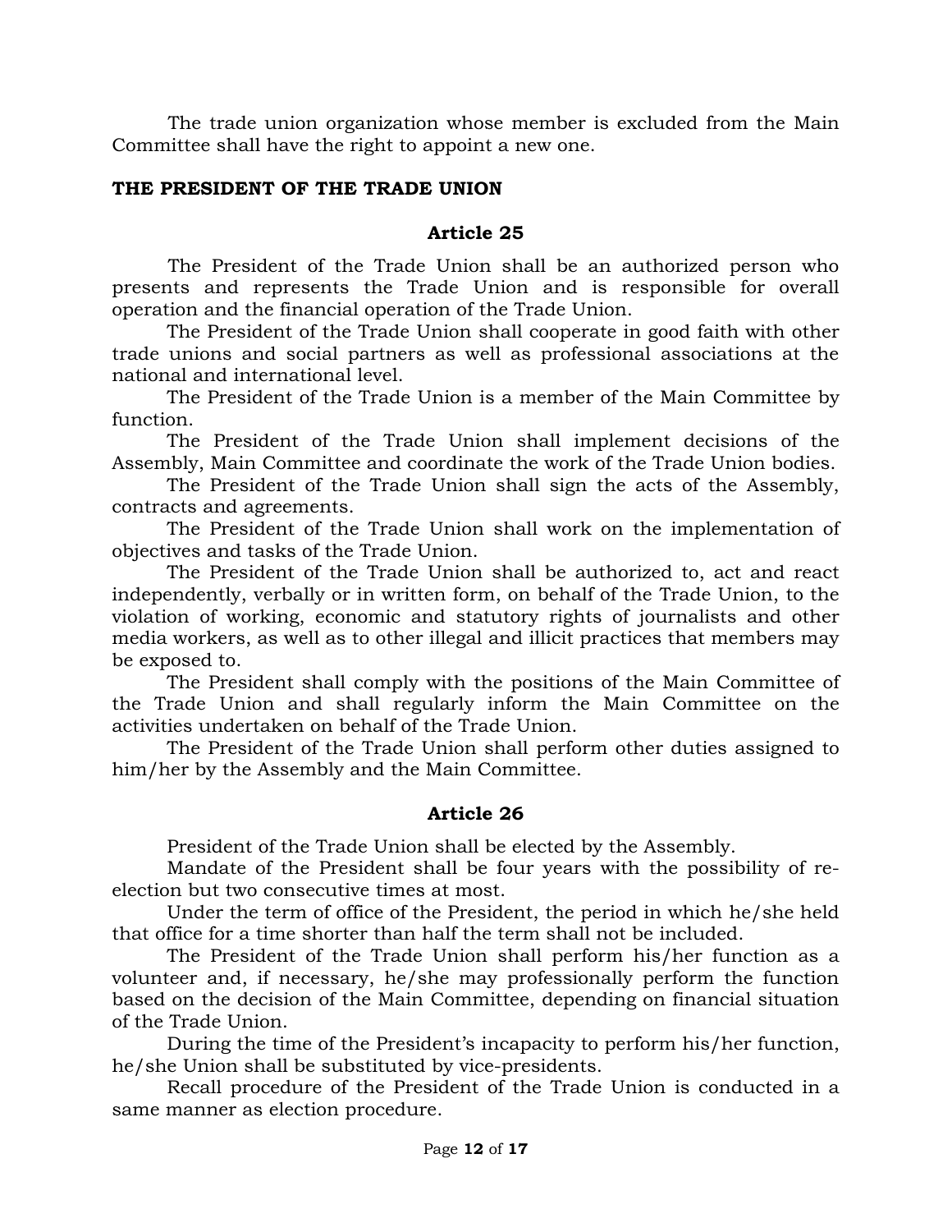The trade union organization whose member is excluded from the Main Committee shall have the right to appoint a new one.

## THE PRESIDENT OF THE TRADE UNION

### Article 25

The President of the Trade Union shall be an authorized person who presents and represents the Trade Union and is responsible for overall operation and the financial operation of the Trade Union.

The President of the Trade Union shall cooperate in good faith with other trade unions and social partners as well as professional associations at the national and international level.

The President of the Trade Union is a member of the Main Committee by function.

The President of the Trade Union shall implement decisions of the Assembly, Main Committee and coordinate the work of the Trade Union bodies.

The President of the Trade Union shall sign the acts of the Assembly, contracts and agreements.

The President of the Trade Union shall work on the implementation of objectives and tasks of the Trade Union.

The President of the Trade Union shall be authorized to, act and react independently, verbally or in written form, on behalf of the Trade Union, to the violation of working, economic and statutory rights of journalists and other media workers, as well as to other illegal and illicit practices that members may be exposed to.

The President shall comply with the positions of the Main Committee of the Trade Union and shall regularly inform the Main Committee on the activities undertaken on behalf of the Trade Union.

The President of the Trade Union shall perform other duties assigned to him/her by the Assembly and the Main Committee.

### Article 26

President of the Trade Union shall be elected by the Assembly.

Mandate of the President shall be four years with the possibility of re-election but two consecutive times at most.

Under the term of office of the President, the period in which he/she held that office for a time shorter than half the term shall not be included.

The President of the Trade Union shall perform his/her function as a volunteer and, if necessary, he/she may professionally perform the function based on the decision of the Main Committee, depending on financial situation of the Trade Union.

During the time of the President's incapacity to perform his/her function, he/she Union shall be substituted by vice-presidents.

Recall procedure of the President of the Trade Union is conducted in a same manner as election procedure.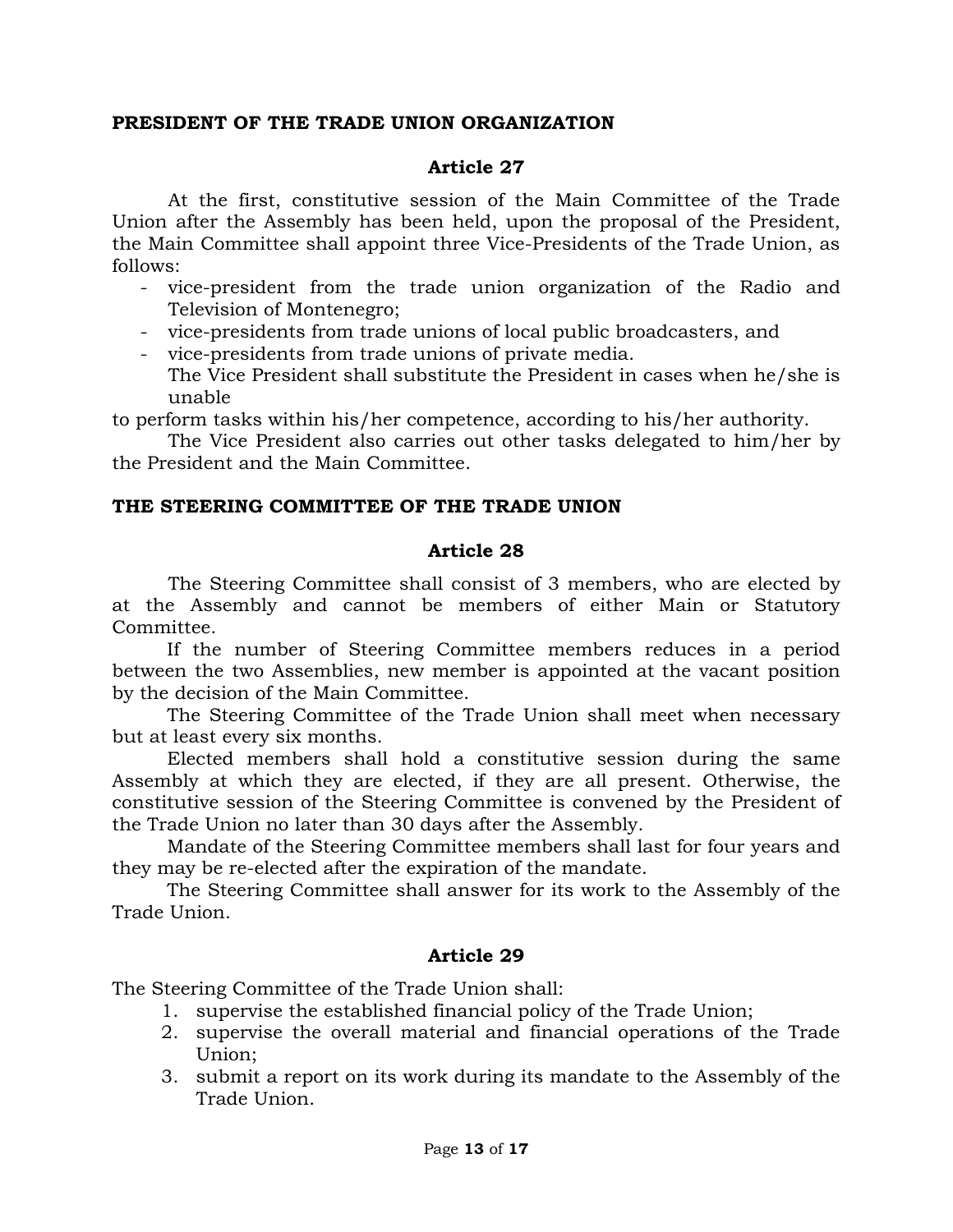**PRESIDENT OF THE TRADE UNION ORGANIZATION**

**Article 27**

At the first, constitutive session of the Main Committee of the Trade Union after the Assembly has been held, upon the proposal of the President, the Main Committee shall appoint three Vice-Presidents of the Trade Union, as follows:

- vice-president from the trade union organization of the Radio and Television of Montenegro;
- vice-presidents from trade unions of local public broadcasters, and
- vice-presidents from trade unions of private media.

The Vice President shall substitute the President in cases when he/she is unable to perform tasks within his/her competence, according to his/her authority.

The Vice President also carries out other tasks delegated to him/her by the President and the Main Committee.

**THE STEERING COMMITTEE OF THE TRADE UNION**

**Article 28**

The Steering Committee shall consist of 3 members, who are elected by at the Assembly and cannot be members of either Main or Statutory Committee.

If the number of Steering Committee members reduces in a period between the two Assemblies, new member is appointed at the vacant position by the decision of the Main Committee.

The Steering Committee of the Trade Union shall meet when necessary but at least every six months.

Elected members shall hold a constitutive session during the same Assembly at which they are elected, if they are all present. Otherwise, the constitutive session of the Steering Committee is convened by the President of the Trade Union no later than 30 days after the Assembly.

Mandate of the Steering Committee members shall last for four years and they may be re-elected after the expiration of the mandate.

The Steering Committee shall answer for its work to the Assembly of the Trade Union.

**Article 29**

The Steering Committee of the Trade Union shall:

1. supervise the established financial policy of the Trade Union;
2. supervise the overall material and financial operations of the Trade Union;
3. submit a report on its work during its mandate to the Assembly of the Trade Union.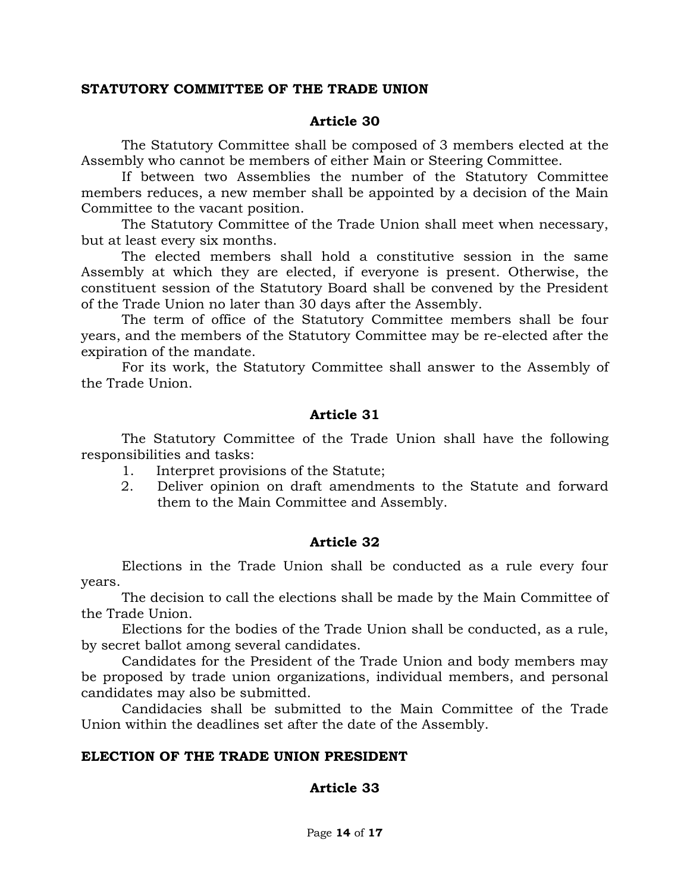## STATUTORY COMMITTEE OF THE TRADE UNION

### Article 30

The Statutory Committee shall be composed of 3 members elected at the Assembly who cannot be members of either Main or Steering Committee.

If between two Assemblies the number of the Statutory Committee members reduces, a new member shall be appointed by a decision of the Main Committee to the vacant position.

The Statutory Committee of the Trade Union shall meet when necessary, but at least every six months.

The elected members shall hold a constitutive session in the same Assembly at which they are elected, if everyone is present. Otherwise, the constituent session of the Statutory Board shall be convened by the President of the Trade Union no later than 30 days after the Assembly.

The term of office of the Statutory Committee members shall be four years, and the members of the Statutory Committee may be re-elected after the expiration of the mandate.

For its work, the Statutory Committee shall answer to the Assembly of the Trade Union.

### Article 31

The Statutory Committee of the Trade Union shall have the following responsibilities and tasks:

1. Interpret provisions of the Statute;
2. Deliver opinion on draft amendments to the Statute and forward them to the Main Committee and Assembly.

### Article 32

Elections in the Trade Union shall be conducted as a rule every four years.

The decision to call the elections shall be made by the Main Committee of the Trade Union.

Elections for the bodies of the Trade Union shall be conducted, as a rule, by secret ballot among several candidates.

Candidates for the President of the Trade Union and body members may be proposed by trade union organizations, individual members, and personal candidates may also be submitted.

Candidacies shall be submitted to the Main Committee of the Trade Union within the deadlines set after the date of the Assembly.

## ELECTION OF THE TRADE UNION PRESIDENT

### Article 33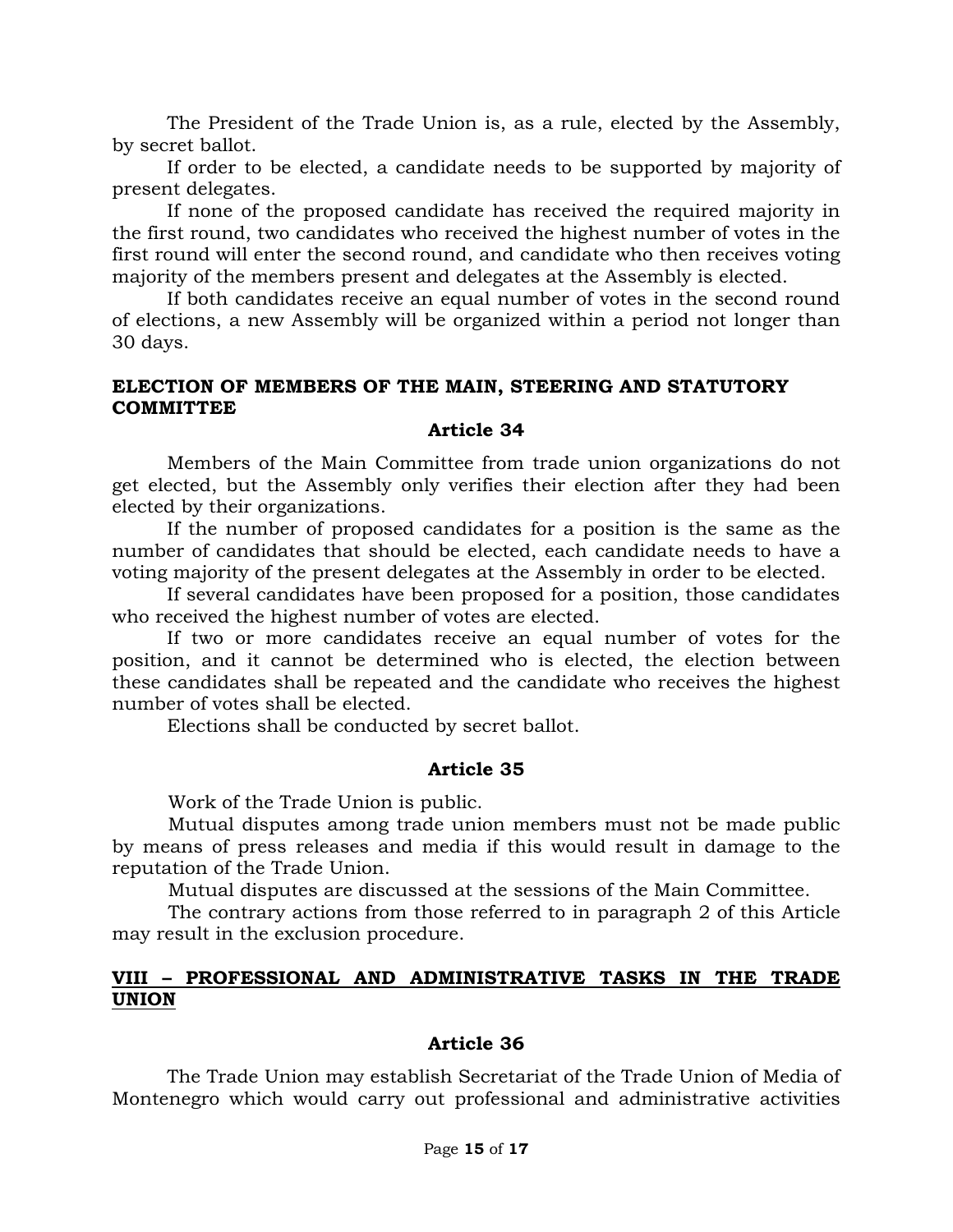The President of the Trade Union is, as a rule, elected by the Assembly, by secret ballot.

If order to be elected, a candidate needs to be supported by majority of present delegates.

If none of the proposed candidate has received the required majority in the first round, two candidates who received the highest number of votes in the first round will enter the second round, and candidate who then receives voting majority of the members present and delegates at the Assembly is elected.

If both candidates receive an equal number of votes in the second round of elections, a new Assembly will be organized within a period not longer than 30 days.

### ELECTION OF MEMBERS OF THE MAIN, STEERING AND STATUTORY COMMITTEE

#### Article 34

Members of the Main Committee from trade union organizations do not get elected, but the Assembly only verifies their election after they had been elected by their organizations.

If the number of proposed candidates for a position is the same as the number of candidates that should be elected, each candidate needs to have a voting majority of the present delegates at the Assembly in order to be elected.

If several candidates have been proposed for a position, those candidates who received the highest number of votes are elected.

If two or more candidates receive an equal number of votes for the position, and it cannot be determined who is elected, the election between these candidates shall be repeated and the candidate who receives the highest number of votes shall be elected.

Elections shall be conducted by secret ballot.

#### Article 35

Work of the Trade Union is public.

Mutual disputes among trade union members must not be made public by means of press releases and media if this would result in damage to the reputation of the Trade Union.

Mutual disputes are discussed at the sessions of the Main Committee.

The contrary actions from those referred to in paragraph 2 of this Article may result in the exclusion procedure.

## VIII – PROFESSIONAL AND ADMINISTRATIVE TASKS IN THE TRADE UNION

#### Article 36

The Trade Union may establish Secretariat of the Trade Union of Media of Montenegro which would carry out professional and administrative activities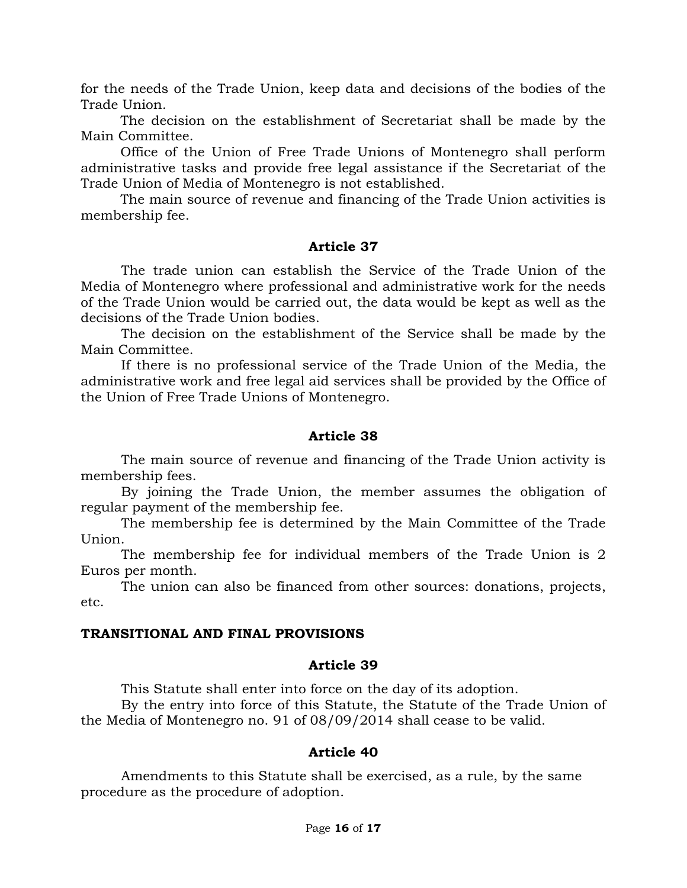for the needs of the Trade Union, keep data and decisions of the bodies of the Trade Union.

The decision on the establishment of Secretariat shall be made by the Main Committee.

Office of the Union of Free Trade Unions of Montenegro shall perform administrative tasks and provide free legal assistance if the Secretariat of the Trade Union of Media of Montenegro is not established.

The main source of revenue and financing of the Trade Union activities is membership fee.

**Article 37**

The trade union can establish the Service of the Trade Union of the Media of Montenegro where professional and administrative work for the needs of the Trade Union would be carried out, the data would be kept as well as the decisions of the Trade Union bodies.

The decision on the establishment of the Service shall be made by the Main Committee.

If there is no professional service of the Trade Union of the Media, the administrative work and free legal aid services shall be provided by the Office of the Union of Free Trade Unions of Montenegro.

**Article 38**

The main source of revenue and financing of the Trade Union activity is membership fees.

By joining the Trade Union, the member assumes the obligation of regular payment of the membership fee.

The membership fee is determined by the Main Committee of the Trade Union.

The membership fee for individual members of the Trade Union is 2 Euros per month.

The union can also be financed from other sources: donations, projects, etc.

**TRANSITIONAL AND FINAL PROVISIONS**

**Article 39**

This Statute shall enter into force on the day of its adoption.

By the entry into force of this Statute, the Statute of the Trade Union of the Media of Montenegro no. 91 of 08/09/2014 shall cease to be valid.

**Article 40**

Amendments to this Statute shall be exercised, as a rule, by the same procedure as the procedure of adoption.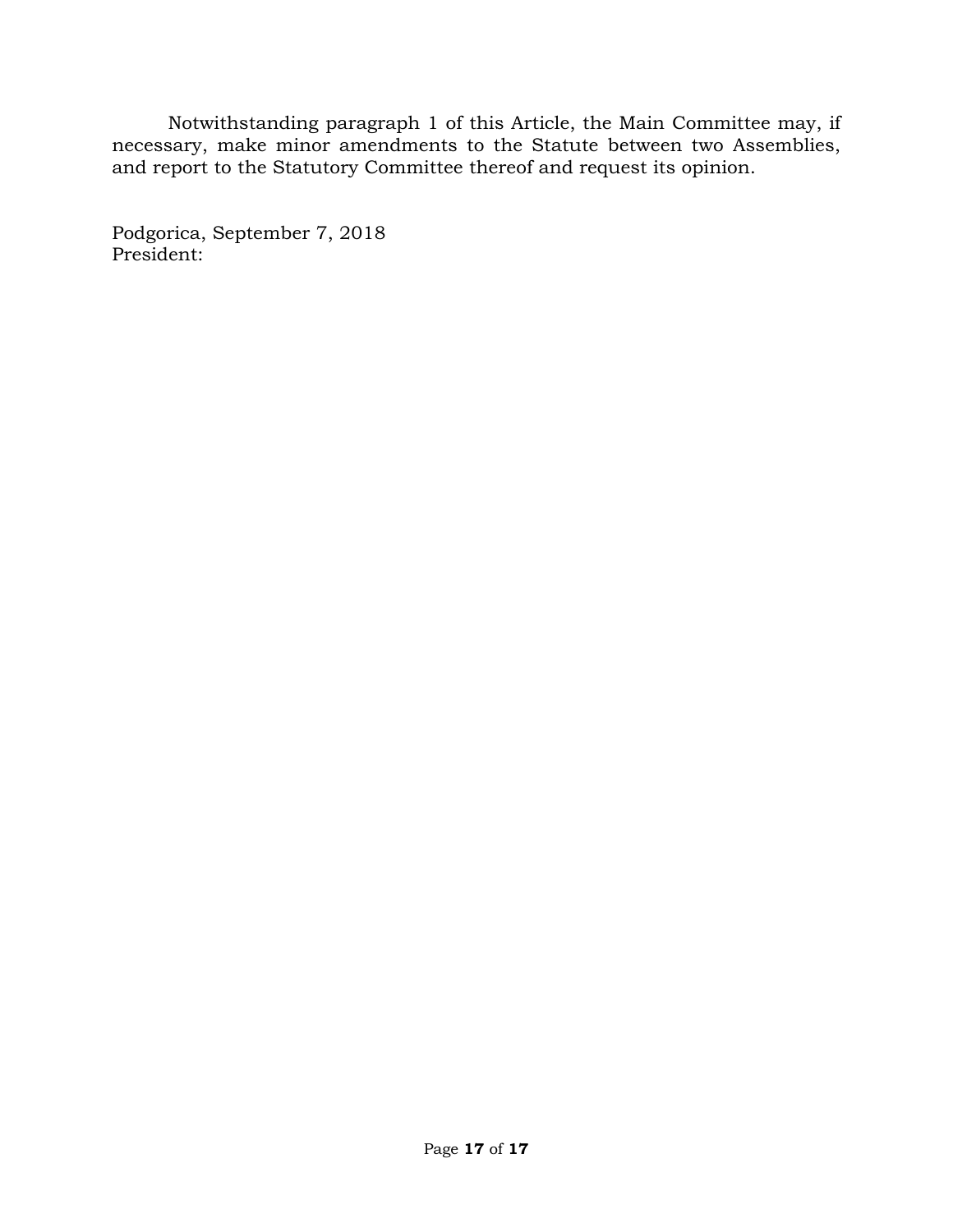Notwithstanding paragraph 1 of this Article, the Main Committee may, if necessary, make minor amendments to the Statute between two Assemblies, and report to the Statutory Committee thereof and request its opinion.

Podgorica, September 7, 2018
President: